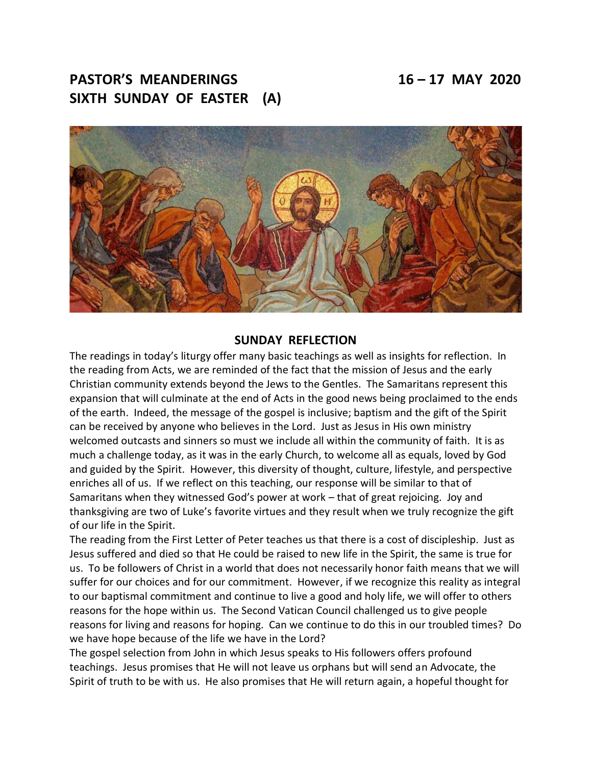# PASTOR'S MEANDERINGS 16 – 17 MAY 2020
# SIXTH SUNDAY OF EASTER (A)

## SUNDAY REFLECTION

The readings in today's liturgy offer many basic teachings as well as insights for reflection. In the reading from Acts, we are reminded of the fact that the mission of Jesus and the early Christian community extends beyond the Jews to the Gentiles. The Samaritans represent this expansion that will culminate at the end of Acts in the good news being proclaimed to the ends of the earth. Indeed, the message of the gospel is inclusive; baptism and the gift of the Spirit can be received by anyone who believes in the Lord. Just as Jesus in His own ministry welcomed outcasts and sinners so must we include all within the community of faith. It is as much a challenge today, as it was in the early Church, to welcome all as equals, loved by God and guided by the Spirit. However, this diversity of thought, culture, lifestyle, and perspective enriches all of us. If we reflect on this teaching, our response will be similar to that of Samaritans when they witnessed God's power at work – that of great rejoicing. Joy and thanksgiving are two of Luke's favorite virtues and they result when we truly recognize the gift of our life in the Spirit.

The reading from the First Letter of Peter teaches us that there is a cost of discipleship. Just as Jesus suffered and died so that He could be raised to new life in the Spirit, the same is true for us. To be followers of Christ in a world that does not necessarily honor faith means that we will suffer for our choices and for our commitment. However, if we recognize this reality as integral to our baptismal commitment and continue to live a good and holy life, we will offer to others reasons for the hope within us. The Second Vatican Council challenged us to give people reasons for living and reasons for hoping. Can we continue to do this in our troubled times? Do we have hope because of the life we have in the Lord?

The gospel selection from John in which Jesus speaks to His followers offers profound teachings. Jesus promises that He will not leave us orphans but will send an Advocate, the Spirit of truth to be with us. He also promises that He will return again, a hopeful thought for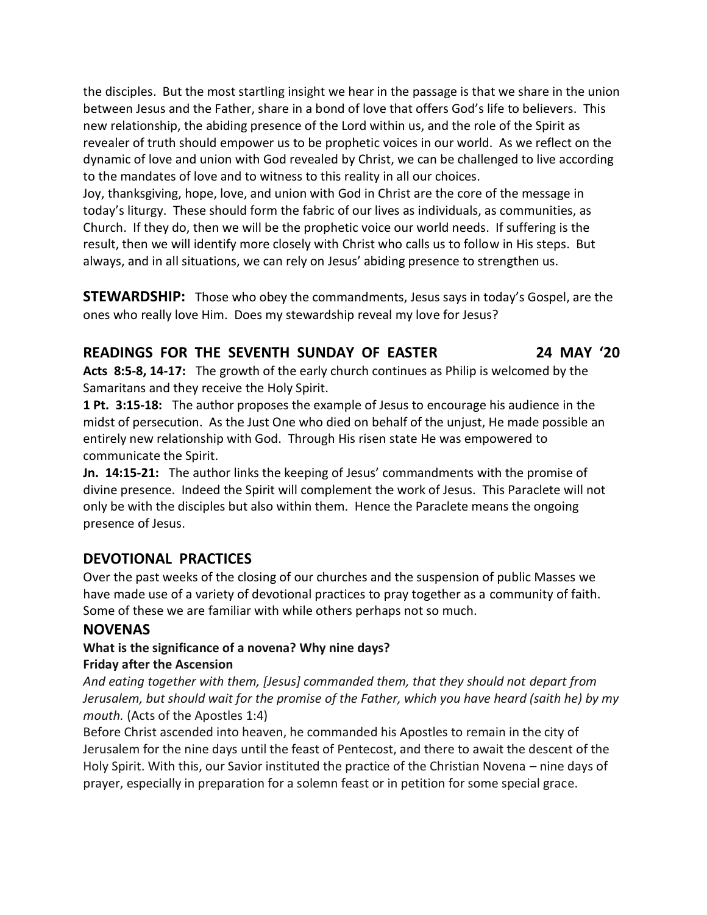the disciples. But the most startling insight we hear in the passage is that we share in the union between Jesus and the Father, share in a bond of love that offers God's life to believers. This new relationship, the abiding presence of the Lord within us, and the role of the Spirit as revealer of truth should empower us to be prophetic voices in our world. As we reflect on the dynamic of love and union with God revealed by Christ, we can be challenged to live according to the mandates of love and to witness to this reality in all our choices.

Joy, thanksgiving, hope, love, and union with God in Christ are the core of the message in today's liturgy. These should form the fabric of our lives as individuals, as communities, as Church. If they do, then we will be the prophetic voice our world needs. If suffering is the result, then we will identify more closely with Christ who calls us to follow in His steps. But always, and in all situations, we can rely on Jesus' abiding presence to strengthen us.

**STEWARDSHIP:** Those who obey the commandments, Jesus says in today's Gospel, are the ones who really love Him. Does my stewardship reveal my love for Jesus?

## READINGS FOR THE SEVENTH SUNDAY OF EASTER 24 MAY '20

**Acts 8:5-8, 14-17:** The growth of the early church continues as Philip is welcomed by the Samaritans and they receive the Holy Spirit.

**1 Pt. 3:15-18:** The author proposes the example of Jesus to encourage his audience in the midst of persecution. As the Just One who died on behalf of the unjust, He made possible an entirely new relationship with God. Through His risen state He was empowered to communicate the Spirit.

**Jn. 14:15-21:** The author links the keeping of Jesus' commandments with the promise of divine presence. Indeed the Spirit will complement the work of Jesus. This Paraclete will not only be with the disciples but also within them. Hence the Paraclete means the ongoing presence of Jesus.

## DEVOTIONAL PRACTICES

Over the past weeks of the closing of our churches and the suspension of public Masses we have made use of a variety of devotional practices to pray together as a community of faith. Some of these we are familiar with while others perhaps not so much.

## NOVENAS

**What is the significance of a novena? Why nine days?**

**Friday after the Ascension**

*And eating together with them, [Jesus] commanded them, that they should not depart from Jerusalem, but should wait for the promise of the Father, which you have heard (saith he) by my mouth.* (Acts of the Apostles 1:4)

Before Christ ascended into heaven, he commanded his Apostles to remain in the city of Jerusalem for the nine days until the feast of Pentecost, and there to await the descent of the Holy Spirit. With this, our Savior instituted the practice of the Christian Novena – nine days of prayer, especially in preparation for a solemn feast or in petition for some special grace.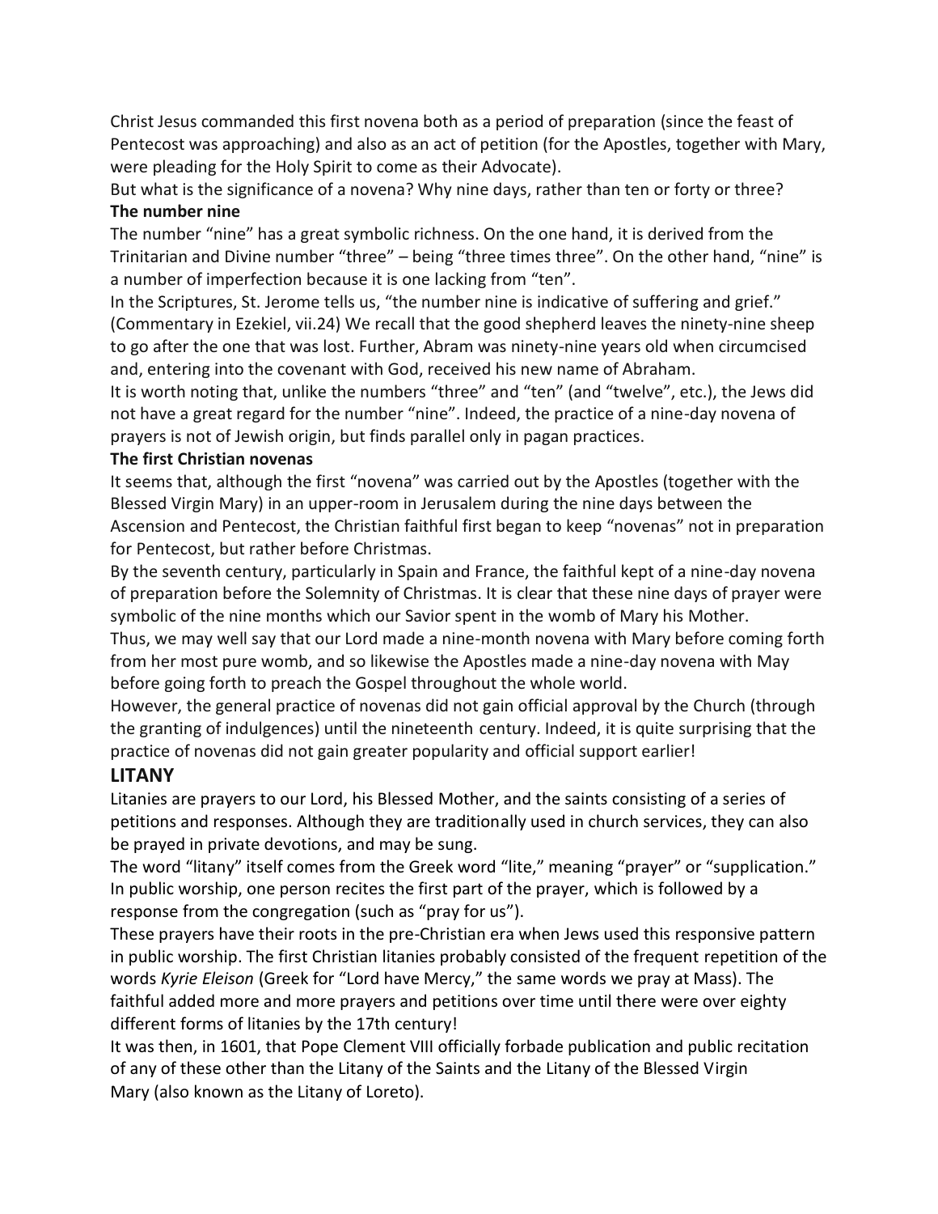Christ Jesus commanded this first novena both as a period of preparation (since the feast of Pentecost was approaching) and also as an act of petition (for the Apostles, together with Mary, were pleading for the Holy Spirit to come as their Advocate).

But what is the significance of a novena? Why nine days, rather than ten or forty or three?

**The number nine**

The number "nine" has a great symbolic richness. On the one hand, it is derived from the Trinitarian and Divine number "three" – being "three times three". On the other hand, "nine" is a number of imperfection because it is one lacking from "ten".

In the Scriptures, St. Jerome tells us, "the number nine is indicative of suffering and grief." (Commentary in Ezekiel, vii.24) We recall that the good shepherd leaves the ninety-nine sheep to go after the one that was lost. Further, Abram was ninety-nine years old when circumcised and, entering into the covenant with God, received his new name of Abraham.

It is worth noting that, unlike the numbers "three" and "ten" (and "twelve", etc.), the Jews did not have a great regard for the number "nine". Indeed, the practice of a nine-day novena of prayers is not of Jewish origin, but finds parallel only in pagan practices.

**The first Christian novenas**

It seems that, although the first "novena" was carried out by the Apostles (together with the Blessed Virgin Mary) in an upper-room in Jerusalem during the nine days between the Ascension and Pentecost, the Christian faithful first began to keep "novenas" not in preparation for Pentecost, but rather before Christmas.

By the seventh century, particularly in Spain and France, the faithful kept of a nine-day novena of preparation before the Solemnity of Christmas. It is clear that these nine days of prayer were symbolic of the nine months which our Savior spent in the womb of Mary his Mother.

Thus, we may well say that our Lord made a nine-month novena with Mary before coming forth from her most pure womb, and so likewise the Apostles made a nine-day novena with May before going forth to preach the Gospel throughout the whole world.

However, the general practice of novenas did not gain official approval by the Church (through the granting of indulgences) until the nineteenth century. Indeed, it is quite surprising that the practice of novenas did not gain greater popularity and official support earlier!

## LITANY

Litanies are prayers to our Lord, his Blessed Mother, and the saints consisting of a series of petitions and responses. Although they are traditionally used in church services, they can also be prayed in private devotions, and may be sung.

The word "litany" itself comes from the Greek word "lite," meaning "prayer" or "supplication." In public worship, one person recites the first part of the prayer, which is followed by a response from the congregation (such as "pray for us").

These prayers have their roots in the pre-Christian era when Jews used this responsive pattern in public worship. The first Christian litanies probably consisted of the frequent repetition of the words *Kyrie Eleison* (Greek for "Lord have Mercy," the same words we pray at Mass). The faithful added more and more prayers and petitions over time until there were over eighty different forms of litanies by the 17th century!

It was then, in 1601, that Pope Clement VIII officially forbade publication and public recitation of any of these other than the Litany of the Saints and the Litany of the Blessed Virgin Mary (also known as the Litany of Loreto).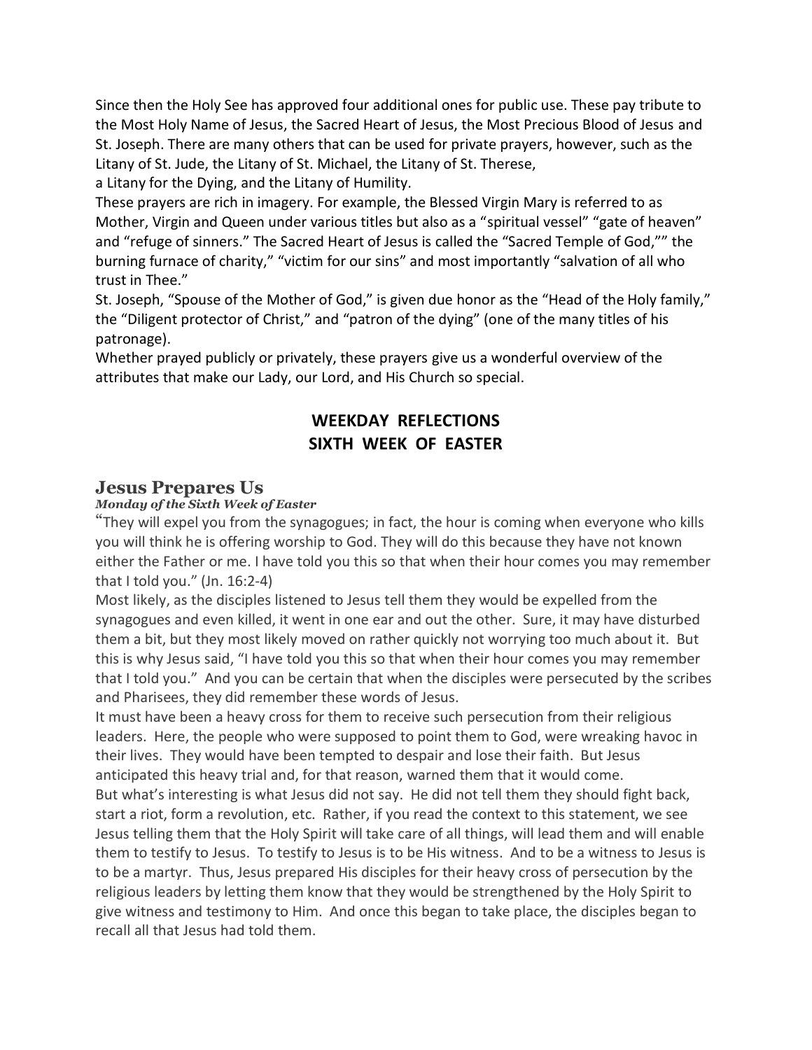Since then the Holy See has approved four additional ones for public use. These pay tribute to the Most Holy Name of Jesus, the Sacred Heart of Jesus, the Most Precious Blood of Jesus and St. Joseph. There are many others that can be used for private prayers, however, such as the Litany of St. Jude, the Litany of St. Michael, the Litany of St. Therese,
a Litany for the Dying, and the Litany of Humility.

These prayers are rich in imagery. For example, the Blessed Virgin Mary is referred to as Mother, Virgin and Queen under various titles but also as a "spiritual vessel" "gate of heaven" and "refuge of sinners." The Sacred Heart of Jesus is called the "Sacred Temple of God,"" the burning furnace of charity," "victim for our sins" and most importantly "salvation of all who trust in Thee."

St. Joseph, "Spouse of the Mother of God," is given due honor as the "Head of the Holy family," the "Diligent protector of Christ," and "patron of the dying" (one of the many titles of his patronage).

Whether prayed publicly or privately, these prayers give us a wonderful overview of the attributes that make our Lady, our Lord, and His Church so special.

## WEEKDAY REFLECTIONS
## SIXTH WEEK OF EASTER

### Jesus Prepares Us

***Monday of the Sixth Week of Easter***

"They will expel you from the synagogues; in fact, the hour is coming when everyone who kills you will think he is offering worship to God. They will do this because they have not known either the Father or me. I have told you this so that when their hour comes you may remember that I told you." (Jn. 16:2-4)

Most likely, as the disciples listened to Jesus tell them they would be expelled from the synagogues and even killed, it went in one ear and out the other. Sure, it may have disturbed them a bit, but they most likely moved on rather quickly not worrying too much about it. But this is why Jesus said, "I have told you this so that when their hour comes you may remember that I told you." And you can be certain that when the disciples were persecuted by the scribes and Pharisees, they did remember these words of Jesus.

It must have been a heavy cross for them to receive such persecution from their religious leaders. Here, the people who were supposed to point them to God, were wreaking havoc in their lives. They would have been tempted to despair and lose their faith. But Jesus anticipated this heavy trial and, for that reason, warned them that it would come.

But what's interesting is what Jesus did not say. He did not tell them they should fight back, start a riot, form a revolution, etc. Rather, if you read the context to this statement, we see Jesus telling them that the Holy Spirit will take care of all things, will lead them and will enable them to testify to Jesus. To testify to Jesus is to be His witness. And to be a witness to Jesus is to be a martyr. Thus, Jesus prepared His disciples for their heavy cross of persecution by the religious leaders by letting them know that they would be strengthened by the Holy Spirit to give witness and testimony to Him. And once this began to take place, the disciples began to recall all that Jesus had told them.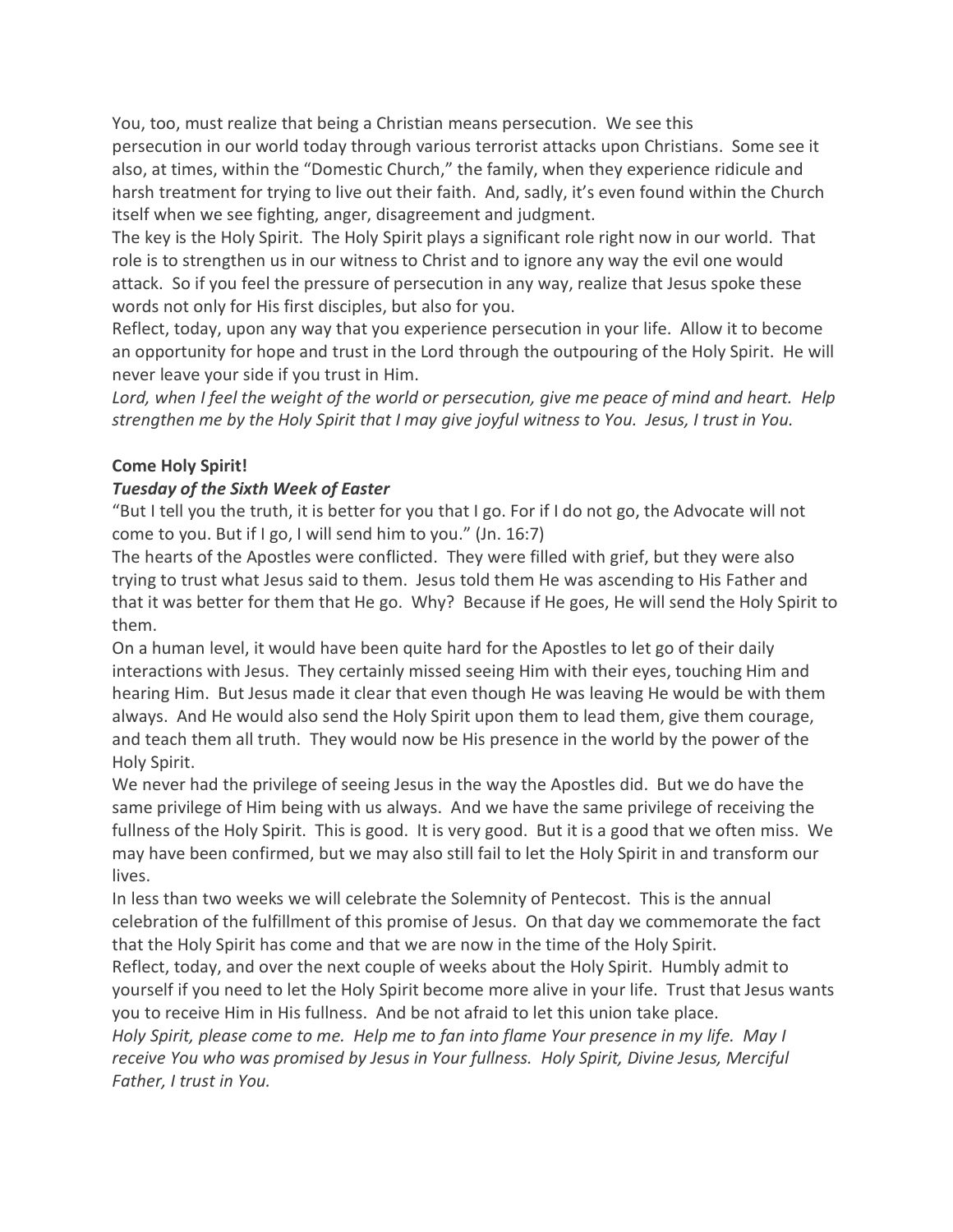You, too, must realize that being a Christian means persecution. We see this persecution in our world today through various terrorist attacks upon Christians. Some see it also, at times, within the "Domestic Church," the family, when they experience ridicule and harsh treatment for trying to live out their faith. And, sadly, it's even found within the Church itself when we see fighting, anger, disagreement and judgment.

The key is the Holy Spirit. The Holy Spirit plays a significant role right now in our world. That role is to strengthen us in our witness to Christ and to ignore any way the evil one would attack. So if you feel the pressure of persecution in any way, realize that Jesus spoke these words not only for His first disciples, but also for you.

Reflect, today, upon any way that you experience persecution in your life. Allow it to become an opportunity for hope and trust in the Lord through the outpouring of the Holy Spirit. He will never leave your side if you trust in Him.

*Lord, when I feel the weight of the world or persecution, give me peace of mind and heart. Help strengthen me by the Holy Spirit that I may give joyful witness to You. Jesus, I trust in You.*

**Come Holy Spirit!**

***Tuesday of the Sixth Week of Easter***

"But I tell you the truth, it is better for you that I go. For if I do not go, the Advocate will not come to you. But if I go, I will send him to you." (Jn. 16:7)

The hearts of the Apostles were conflicted. They were filled with grief, but they were also trying to trust what Jesus said to them. Jesus told them He was ascending to His Father and that it was better for them that He go. Why? Because if He goes, He will send the Holy Spirit to them.

On a human level, it would have been quite hard for the Apostles to let go of their daily interactions with Jesus. They certainly missed seeing Him with their eyes, touching Him and hearing Him. But Jesus made it clear that even though He was leaving He would be with them always. And He would also send the Holy Spirit upon them to lead them, give them courage, and teach them all truth. They would now be His presence in the world by the power of the Holy Spirit.

We never had the privilege of seeing Jesus in the way the Apostles did. But we do have the same privilege of Him being with us always. And we have the same privilege of receiving the fullness of the Holy Spirit. This is good. It is very good. But it is a good that we often miss. We may have been confirmed, but we may also still fail to let the Holy Spirit in and transform our lives.

In less than two weeks we will celebrate the Solemnity of Pentecost. This is the annual celebration of the fulfillment of this promise of Jesus. On that day we commemorate the fact that the Holy Spirit has come and that we are now in the time of the Holy Spirit.

Reflect, today, and over the next couple of weeks about the Holy Spirit. Humbly admit to yourself if you need to let the Holy Spirit become more alive in your life. Trust that Jesus wants you to receive Him in His fullness. And be not afraid to let this union take place.

*Holy Spirit, please come to me. Help me to fan into flame Your presence in my life. May I receive You who was promised by Jesus in Your fullness. Holy Spirit, Divine Jesus, Merciful Father, I trust in You.*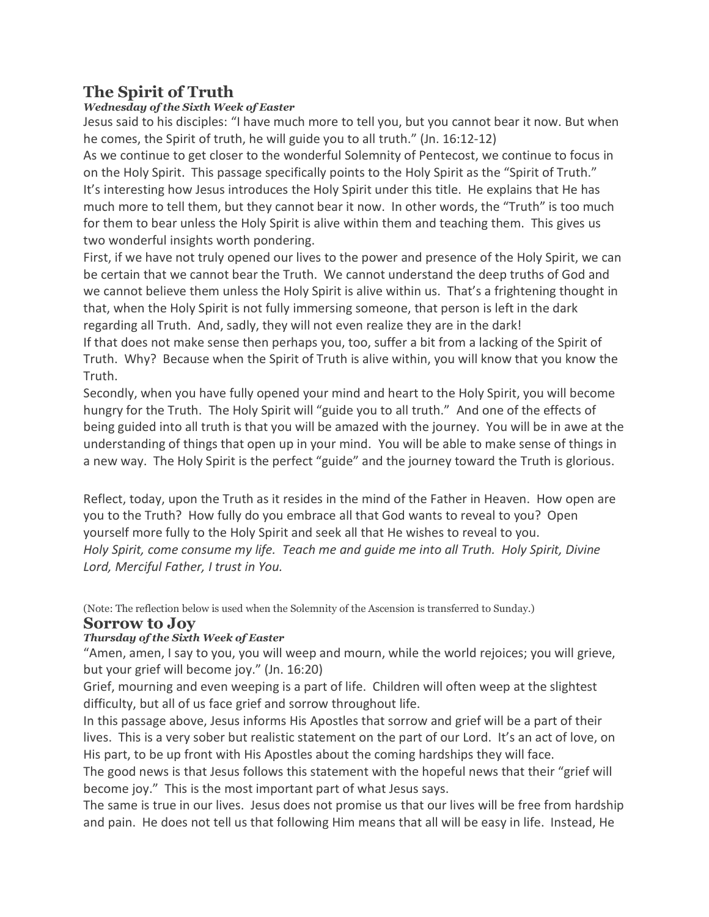## The Spirit of Truth

***Wednesday of the Sixth Week of Easter***

Jesus said to his disciples: "I have much more to tell you, but you cannot bear it now. But when he comes, the Spirit of truth, he will guide you to all truth." (Jn. 16:12-12)

As we continue to get closer to the wonderful Solemnity of Pentecost, we continue to focus in on the Holy Spirit. This passage specifically points to the Holy Spirit as the "Spirit of Truth." It's interesting how Jesus introduces the Holy Spirit under this title. He explains that He has much more to tell them, but they cannot bear it now. In other words, the "Truth" is too much for them to bear unless the Holy Spirit is alive within them and teaching them. This gives us two wonderful insights worth pondering.

First, if we have not truly opened our lives to the power and presence of the Holy Spirit, we can be certain that we cannot bear the Truth. We cannot understand the deep truths of God and we cannot believe them unless the Holy Spirit is alive within us. That's a frightening thought in that, when the Holy Spirit is not fully immersing someone, that person is left in the dark regarding all Truth. And, sadly, they will not even realize they are in the dark!

If that does not make sense then perhaps you, too, suffer a bit from a lacking of the Spirit of Truth. Why? Because when the Spirit of Truth is alive within, you will know that you know the Truth.

Secondly, when you have fully opened your mind and heart to the Holy Spirit, you will become hungry for the Truth. The Holy Spirit will "guide you to all truth." And one of the effects of being guided into all truth is that you will be amazed with the journey. You will be in awe at the understanding of things that open up in your mind. You will be able to make sense of things in a new way. The Holy Spirit is the perfect "guide" and the journey toward the Truth is glorious.

Reflect, today, upon the Truth as it resides in the mind of the Father in Heaven. How open are you to the Truth? How fully do you embrace all that God wants to reveal to you? Open yourself more fully to the Holy Spirit and seek all that He wishes to reveal to you.

*Holy Spirit, come consume my life. Teach me and guide me into all Truth. Holy Spirit, Divine Lord, Merciful Father, I trust in You.*

(Note: The reflection below is used when the Solemnity of the Ascension is transferred to Sunday.)

## Sorrow to Joy

***Thursday of the Sixth Week of Easter***

"Amen, amen, I say to you, you will weep and mourn, while the world rejoices; you will grieve, but your grief will become joy." (Jn. 16:20)

Grief, mourning and even weeping is a part of life. Children will often weep at the slightest difficulty, but all of us face grief and sorrow throughout life.

In this passage above, Jesus informs His Apostles that sorrow and grief will be a part of their lives. This is a very sober but realistic statement on the part of our Lord. It's an act of love, on His part, to be up front with His Apostles about the coming hardships they will face.

The good news is that Jesus follows this statement with the hopeful news that their "grief will become joy." This is the most important part of what Jesus says.

The same is true in our lives. Jesus does not promise us that our lives will be free from hardship and pain. He does not tell us that following Him means that all will be easy in life. Instead, He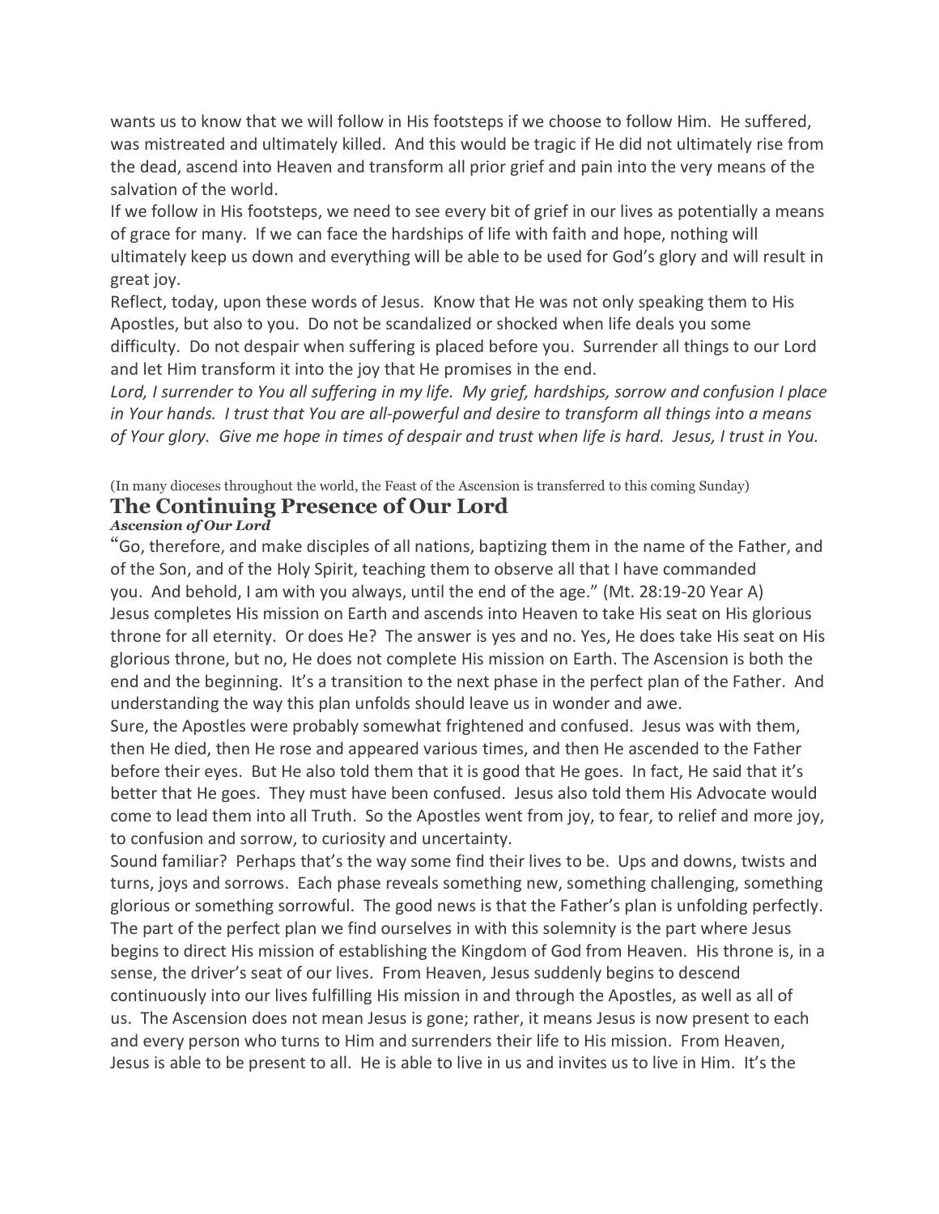wants us to know that we will follow in His footsteps if we choose to follow Him. He suffered, was mistreated and ultimately killed. And this would be tragic if He did not ultimately rise from the dead, ascend into Heaven and transform all prior grief and pain into the very means of the salvation of the world.

If we follow in His footsteps, we need to see every bit of grief in our lives as potentially a means of grace for many. If we can face the hardships of life with faith and hope, nothing will ultimately keep us down and everything will be able to be used for God's glory and will result in great joy.

Reflect, today, upon these words of Jesus. Know that He was not only speaking them to His Apostles, but also to you. Do not be scandalized or shocked when life deals you some difficulty. Do not despair when suffering is placed before you. Surrender all things to our Lord and let Him transform it into the joy that He promises in the end.

*Lord, I surrender to You all suffering in my life. My grief, hardships, sorrow and confusion I place in Your hands. I trust that You are all-powerful and desire to transform all things into a means of Your glory. Give me hope in times of despair and trust when life is hard. Jesus, I trust in You.*

(In many dioceses throughout the world, the Feast of the Ascension is transferred to this coming Sunday)

## The Continuing Presence of Our Lord

***Ascension of Our Lord***

"Go, therefore, and make disciples of all nations, baptizing them in the name of the Father, and of the Son, and of the Holy Spirit, teaching them to observe all that I have commanded you. And behold, I am with you always, until the end of the age." (Mt. 28:19-20 Year A)

Jesus completes His mission on Earth and ascends into Heaven to take His seat on His glorious throne for all eternity. Or does He? The answer is yes and no. Yes, He does take His seat on His glorious throne, but no, He does not complete His mission on Earth. The Ascension is both the end and the beginning. It's a transition to the next phase in the perfect plan of the Father. And understanding the way this plan unfolds should leave us in wonder and awe.

Sure, the Apostles were probably somewhat frightened and confused. Jesus was with them, then He died, then He rose and appeared various times, and then He ascended to the Father before their eyes. But He also told them that it is good that He goes. In fact, He said that it's better that He goes. They must have been confused. Jesus also told them His Advocate would come to lead them into all Truth. So the Apostles went from joy, to fear, to relief and more joy, to confusion and sorrow, to curiosity and uncertainty.

Sound familiar? Perhaps that's the way some find their lives to be. Ups and downs, twists and turns, joys and sorrows. Each phase reveals something new, something challenging, something glorious or something sorrowful. The good news is that the Father's plan is unfolding perfectly. The part of the perfect plan we find ourselves in with this solemnity is the part where Jesus begins to direct His mission of establishing the Kingdom of God from Heaven. His throne is, in a sense, the driver's seat of our lives. From Heaven, Jesus suddenly begins to descend continuously into our lives fulfilling His mission in and through the Apostles, as well as all of us. The Ascension does not mean Jesus is gone; rather, it means Jesus is now present to each and every person who turns to Him and surrenders their life to His mission. From Heaven, Jesus is able to be present to all. He is able to live in us and invites us to live in Him. It's the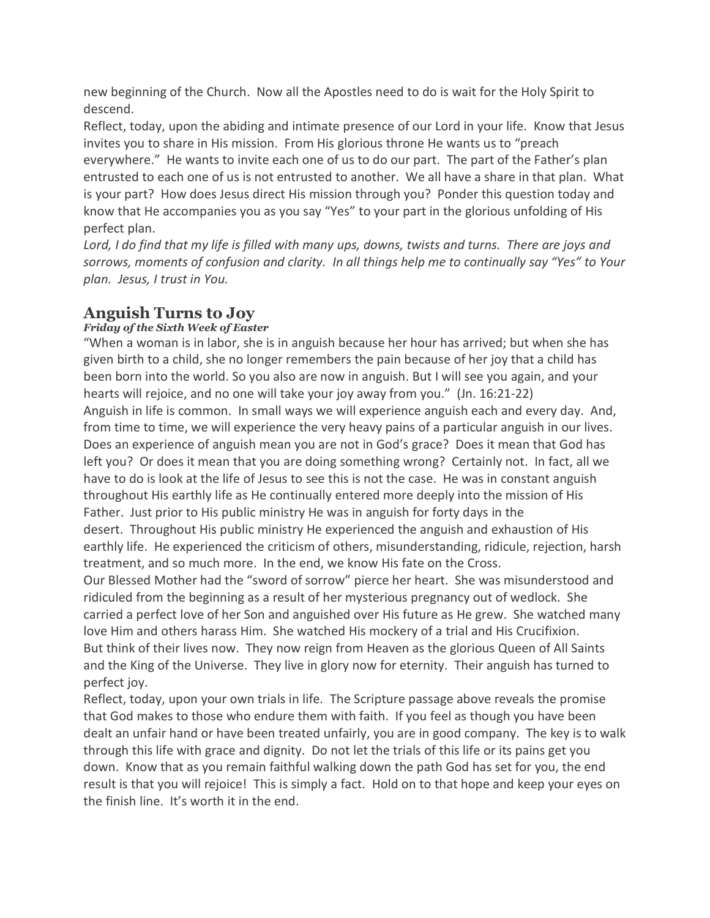new beginning of the Church. Now all the Apostles need to do is wait for the Holy Spirit to descend.

Reflect, today, upon the abiding and intimate presence of our Lord in your life. Know that Jesus invites you to share in His mission. From His glorious throne He wants us to "preach everywhere." He wants to invite each one of us to do our part. The part of the Father's plan entrusted to each one of us is not entrusted to another. We all have a share in that plan. What is your part? How does Jesus direct His mission through you? Ponder this question today and know that He accompanies you as you say "Yes" to your part in the glorious unfolding of His perfect plan.

*Lord, I do find that my life is filled with many ups, downs, twists and turns. There are joys and sorrows, moments of confusion and clarity. In all things help me to continually say "Yes" to Your plan. Jesus, I trust in You.*

## Anguish Turns to Joy

***Friday of the Sixth Week of Easter***

"When a woman is in labor, she is in anguish because her hour has arrived; but when she has given birth to a child, she no longer remembers the pain because of her joy that a child has been born into the world. So you also are now in anguish. But I will see you again, and your hearts will rejoice, and no one will take your joy away from you." (Jn. 16:21-22)

Anguish in life is common. In small ways we will experience anguish each and every day. And, from time to time, we will experience the very heavy pains of a particular anguish in our lives. Does an experience of anguish mean you are not in God's grace? Does it mean that God has left you? Or does it mean that you are doing something wrong? Certainly not. In fact, all we have to do is look at the life of Jesus to see this is not the case. He was in constant anguish throughout His earthly life as He continually entered more deeply into the mission of His Father. Just prior to His public ministry He was in anguish for forty days in the desert. Throughout His public ministry He experienced the anguish and exhaustion of His earthly life. He experienced the criticism of others, misunderstanding, ridicule, rejection, harsh treatment, and so much more. In the end, we know His fate on the Cross.

Our Blessed Mother had the "sword of sorrow" pierce her heart. She was misunderstood and ridiculed from the beginning as a result of her mysterious pregnancy out of wedlock. She carried a perfect love of her Son and anguished over His future as He grew. She watched many love Him and others harass Him. She watched His mockery of a trial and His Crucifixion.

But think of their lives now. They now reign from Heaven as the glorious Queen of All Saints and the King of the Universe. They live in glory now for eternity. Their anguish has turned to perfect joy.

Reflect, today, upon your own trials in life. The Scripture passage above reveals the promise that God makes to those who endure them with faith. If you feel as though you have been dealt an unfair hand or have been treated unfairly, you are in good company. The key is to walk through this life with grace and dignity. Do not let the trials of this life or its pains get you down. Know that as you remain faithful walking down the path God has set for you, the end result is that you will rejoice! This is simply a fact. Hold on to that hope and keep your eyes on the finish line. It's worth it in the end.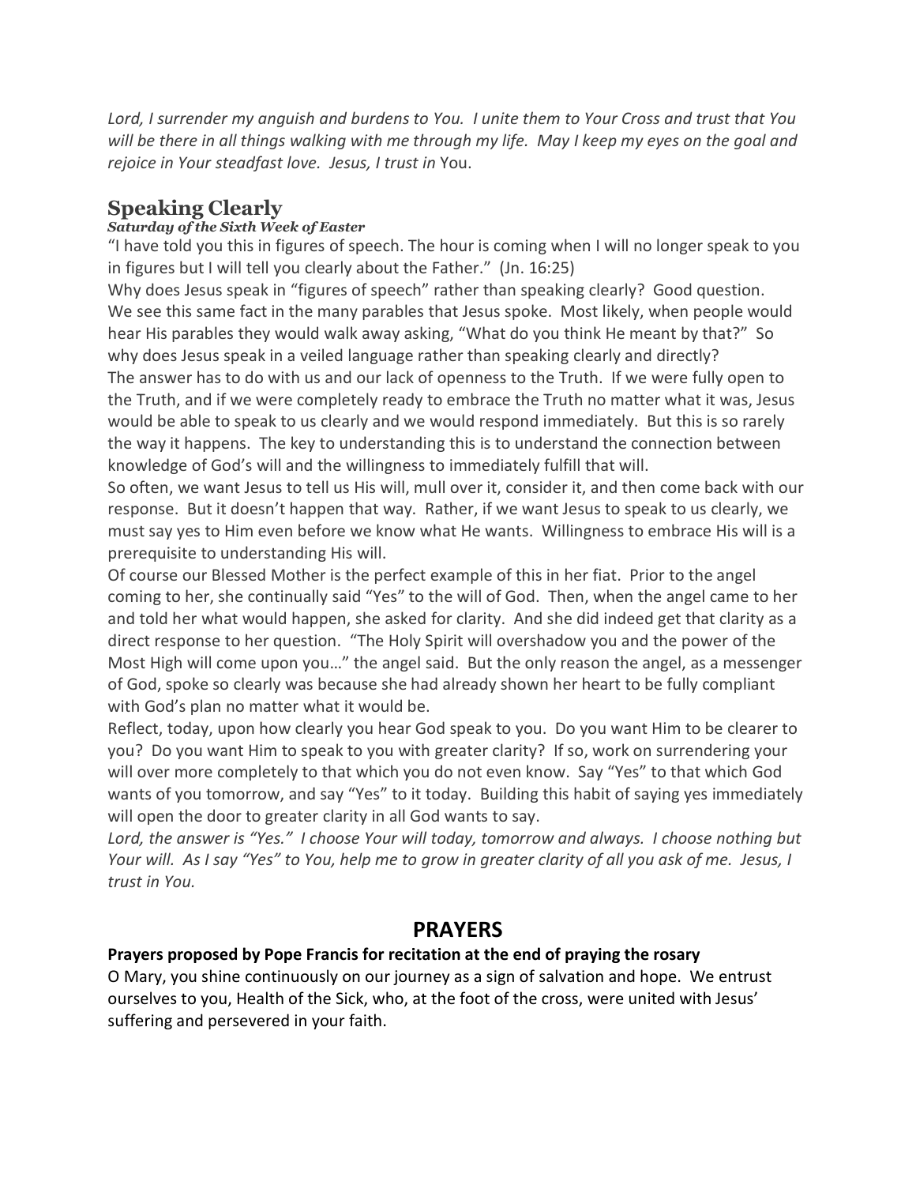*Lord, I surrender my anguish and burdens to You. I unite them to Your Cross and trust that You will be there in all things walking with me through my life. May I keep my eyes on the goal and rejoice in Your steadfast love. Jesus, I trust in* You.

## Speaking Clearly

***Saturday of the Sixth Week of Easter***

"I have told you this in figures of speech. The hour is coming when I will no longer speak to you in figures but I will tell you clearly about the Father." (Jn. 16:25)

Why does Jesus speak in "figures of speech" rather than speaking clearly? Good question. We see this same fact in the many parables that Jesus spoke. Most likely, when people would hear His parables they would walk away asking, "What do you think He meant by that?" So why does Jesus speak in a veiled language rather than speaking clearly and directly?

The answer has to do with us and our lack of openness to the Truth. If we were fully open to the Truth, and if we were completely ready to embrace the Truth no matter what it was, Jesus would be able to speak to us clearly and we would respond immediately. But this is so rarely the way it happens. The key to understanding this is to understand the connection between knowledge of God's will and the willingness to immediately fulfill that will.

So often, we want Jesus to tell us His will, mull over it, consider it, and then come back with our response. But it doesn't happen that way. Rather, if we want Jesus to speak to us clearly, we must say yes to Him even before we know what He wants. Willingness to embrace His will is a prerequisite to understanding His will.

Of course our Blessed Mother is the perfect example of this in her fiat. Prior to the angel coming to her, she continually said "Yes" to the will of God. Then, when the angel came to her and told her what would happen, she asked for clarity. And she did indeed get that clarity as a direct response to her question. "The Holy Spirit will overshadow you and the power of the Most High will come upon you…" the angel said. But the only reason the angel, as a messenger of God, spoke so clearly was because she had already shown her heart to be fully compliant with God's plan no matter what it would be.

Reflect, today, upon how clearly you hear God speak to you. Do you want Him to be clearer to you? Do you want Him to speak to you with greater clarity? If so, work on surrendering your will over more completely to that which you do not even know. Say "Yes" to that which God wants of you tomorrow, and say "Yes" to it today. Building this habit of saying yes immediately will open the door to greater clarity in all God wants to say.

*Lord, the answer is "Yes." I choose Your will today, tomorrow and always. I choose nothing but Your will. As I say "Yes" to You, help me to grow in greater clarity of all you ask of me. Jesus, I trust in You.*

# PRAYERS

**Prayers proposed by Pope Francis for recitation at the end of praying the rosary**

O Mary, you shine continuously on our journey as a sign of salvation and hope. We entrust ourselves to you, Health of the Sick, who, at the foot of the cross, were united with Jesus' suffering and persevered in your faith.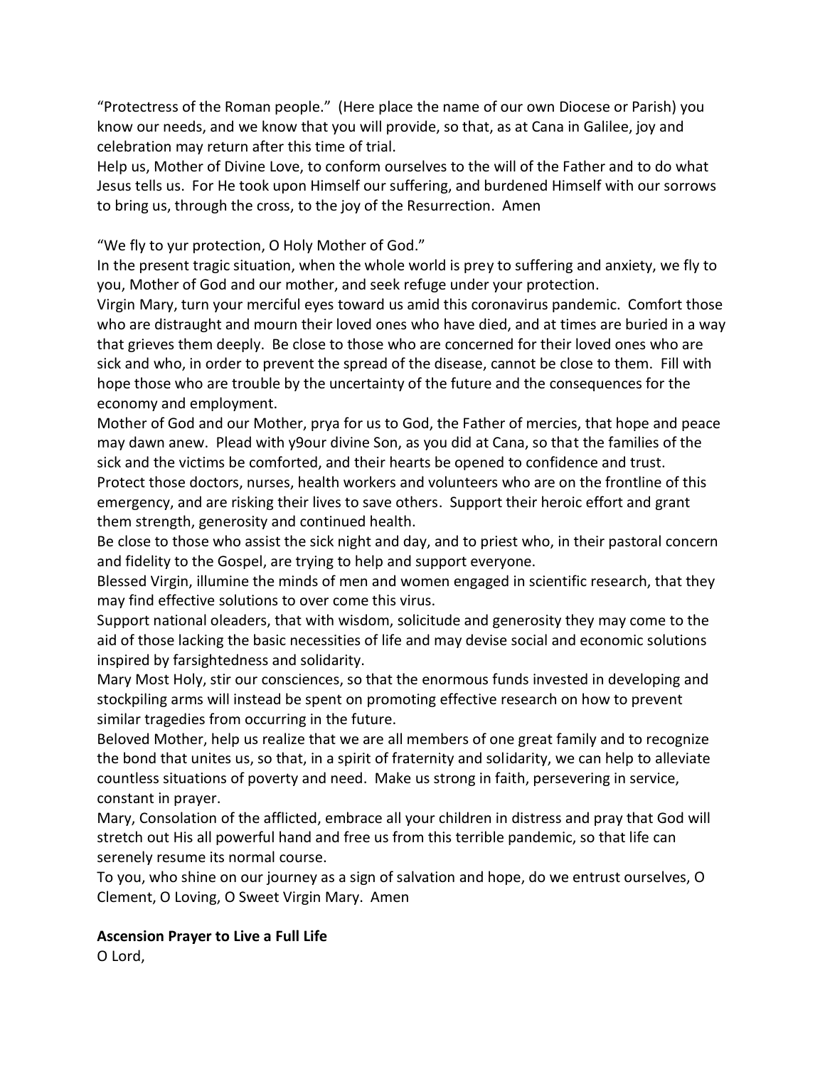"Protectress of the Roman people." (Here place the name of our own Diocese or Parish) you know our needs, and we know that you will provide, so that, as at Cana in Galilee, joy and celebration may return after this time of trial.
Help us, Mother of Divine Love, to conform ourselves to the will of the Father and to do what Jesus tells us. For He took upon Himself our suffering, and burdened Himself with our sorrows to bring us, through the cross, to the joy of the Resurrection. Amen

"We fly to yur protection, O Holy Mother of God."
In the present tragic situation, when the whole world is prey to suffering and anxiety, we fly to you, Mother of God and our mother, and seek refuge under your protection.
Virgin Mary, turn your merciful eyes toward us amid this coronavirus pandemic. Comfort those who are distraught and mourn their loved ones who have died, and at times are buried in a way that grieves them deeply. Be close to those who are concerned for their loved ones who are sick and who, in order to prevent the spread of the disease, cannot be close to them. Fill with hope those who are trouble by the uncertainty of the future and the consequences for the economy and employment.
Mother of God and our Mother, prya for us to God, the Father of mercies, that hope and peace may dawn anew. Plead with y9our divine Son, as you did at Cana, so that the families of the sick and the victims be comforted, and their hearts be opened to confidence and trust.
Protect those doctors, nurses, health workers and volunteers who are on the frontline of this emergency, and are risking their lives to save others. Support their heroic effort and grant them strength, generosity and continued health.
Be close to those who assist the sick night and day, and to priest who, in their pastoral concern and fidelity to the Gospel, are trying to help and support everyone.
Blessed Virgin, illumine the minds of men and women engaged in scientific research, that they may find effective solutions to over come this virus.
Support national oleaders, that with wisdom, solicitude and generosity they may come to the aid of those lacking the basic necessities of life and may devise social and economic solutions inspired by farsightedness and solidarity.
Mary Most Holy, stir our consciences, so that the enormous funds invested in developing and stockpiling arms will instead be spent on promoting effective research on how to prevent similar tragedies from occurring in the future.
Beloved Mother, help us realize that we are all members of one great family and to recognize the bond that unites us, so that, in a spirit of fraternity and solidarity, we can help to alleviate countless situations of poverty and need. Make us strong in faith, persevering in service, constant in prayer.
Mary, Consolation of the afflicted, embrace all your children in distress and pray that God will stretch out His all powerful hand and free us from this terrible pandemic, so that life can serenely resume its normal course.
To you, who shine on our journey as a sign of salvation and hope, do we entrust ourselves, O Clement, O Loving, O Sweet Virgin Mary. Amen

**Ascension Prayer to Live a Full Life**
O Lord,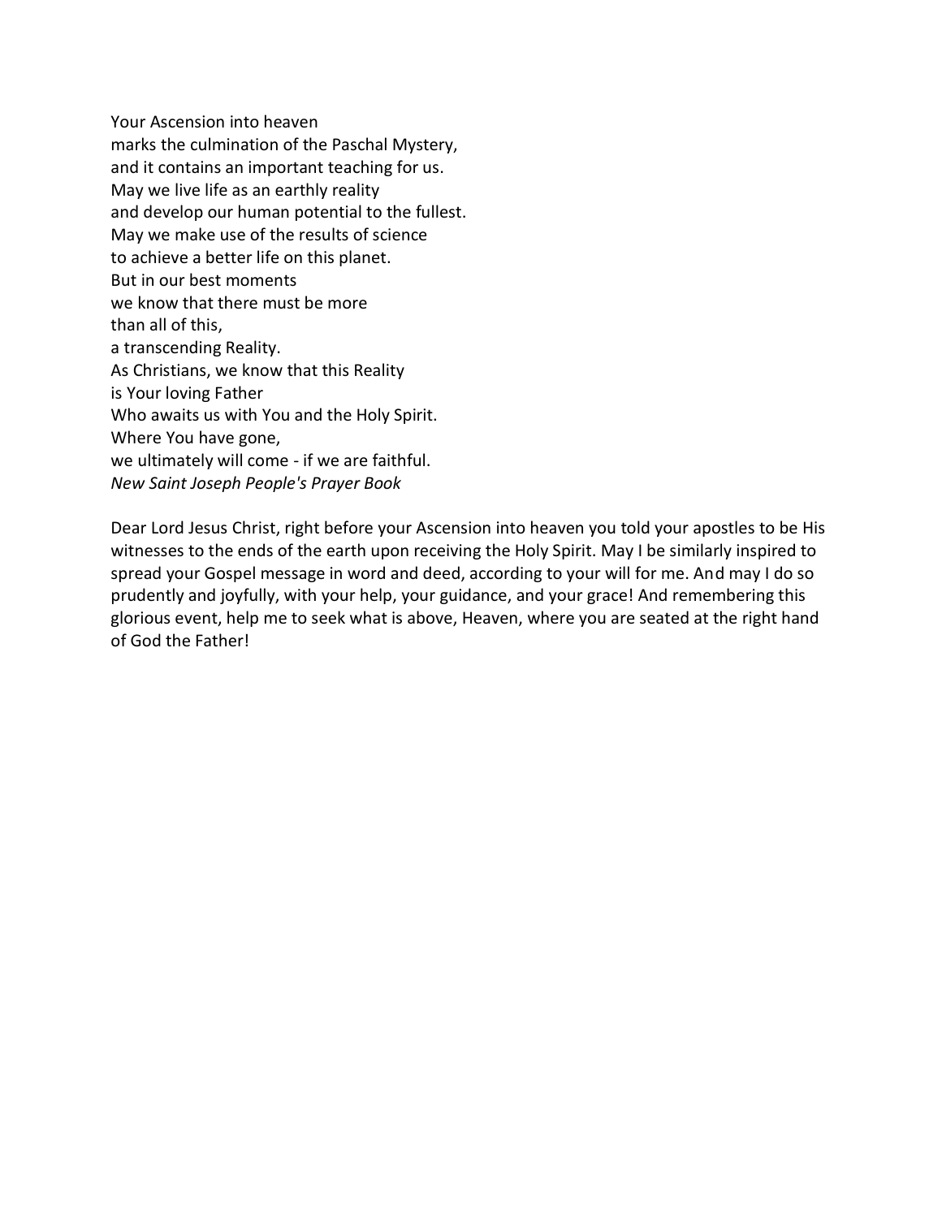Your Ascension into heaven  
marks the culmination of the Paschal Mystery,  
and it contains an important teaching for us.  
May we live life as an earthly reality  
and develop our human potential to the fullest.  
May we make use of the results of science  
to achieve a better life on this planet.  
But in our best moments  
we know that there must be more  
than all of this,  
a transcending Reality.  
As Christians, we know that this Reality  
is Your loving Father  
Who awaits us with You and the Holy Spirit.  
Where You have gone,  
we ultimately will come - if we are faithful.  
*New Saint Joseph People's Prayer Book*

Dear Lord Jesus Christ, right before your Ascension into heaven you told your apostles to be His witnesses to the ends of the earth upon receiving the Holy Spirit. May I be similarly inspired to spread your Gospel message in word and deed, according to your will for me. And may I do so prudently and joyfully, with your help, your guidance, and your grace! And remembering this glorious event, help me to seek what is above, Heaven, where you are seated at the right hand of God the Father!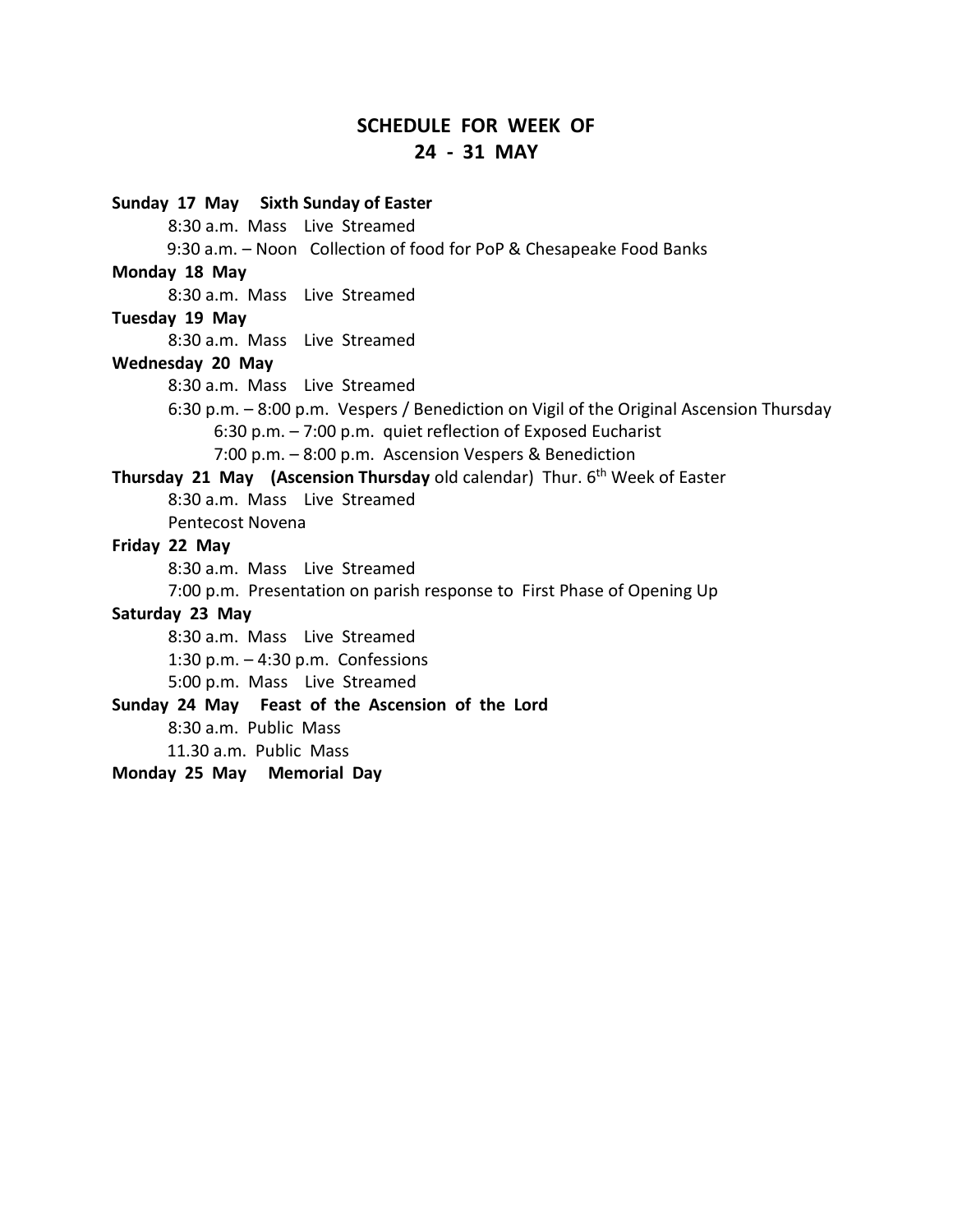# SCHEDULE FOR WEEK OF 24 - 31 MAY

**Sunday 17 May  Sixth Sunday of Easter**

8:30 a.m. Mass  Live Streamed

9:30 a.m. – Noon  Collection of food for PoP & Chesapeake Food Banks

**Monday 18 May**

8:30 a.m. Mass  Live Streamed

**Tuesday 19 May**

8:30 a.m. Mass  Live Streamed

**Wednesday 20 May**

8:30 a.m. Mass  Live Streamed

6:30 p.m. – 8:00 p.m. Vespers / Benediction on Vigil of the Original Ascension Thursday

- 6:30 p.m. – 7:00 p.m. quiet reflection of Exposed Eucharist
- 7:00 p.m. – 8:00 p.m. Ascension Vespers & Benediction

**Thursday 21 May  (Ascension Thursday** old calendar)  Thur. 6th Week of Easter

8:30 a.m. Mass  Live Streamed

Pentecost Novena

**Friday 22 May**

8:30 a.m. Mass  Live Streamed

7:00 p.m. Presentation on parish response to First Phase of Opening Up

**Saturday 23 May**

8:30 a.m. Mass  Live Streamed

1:30 p.m. – 4:30 p.m. Confessions

5:00 p.m. Mass  Live Streamed

**Sunday 24 May  Feast of the Ascension of the Lord**

8:30 a.m. Public Mass

11.30 a.m. Public Mass

**Monday 25 May  Memorial Day**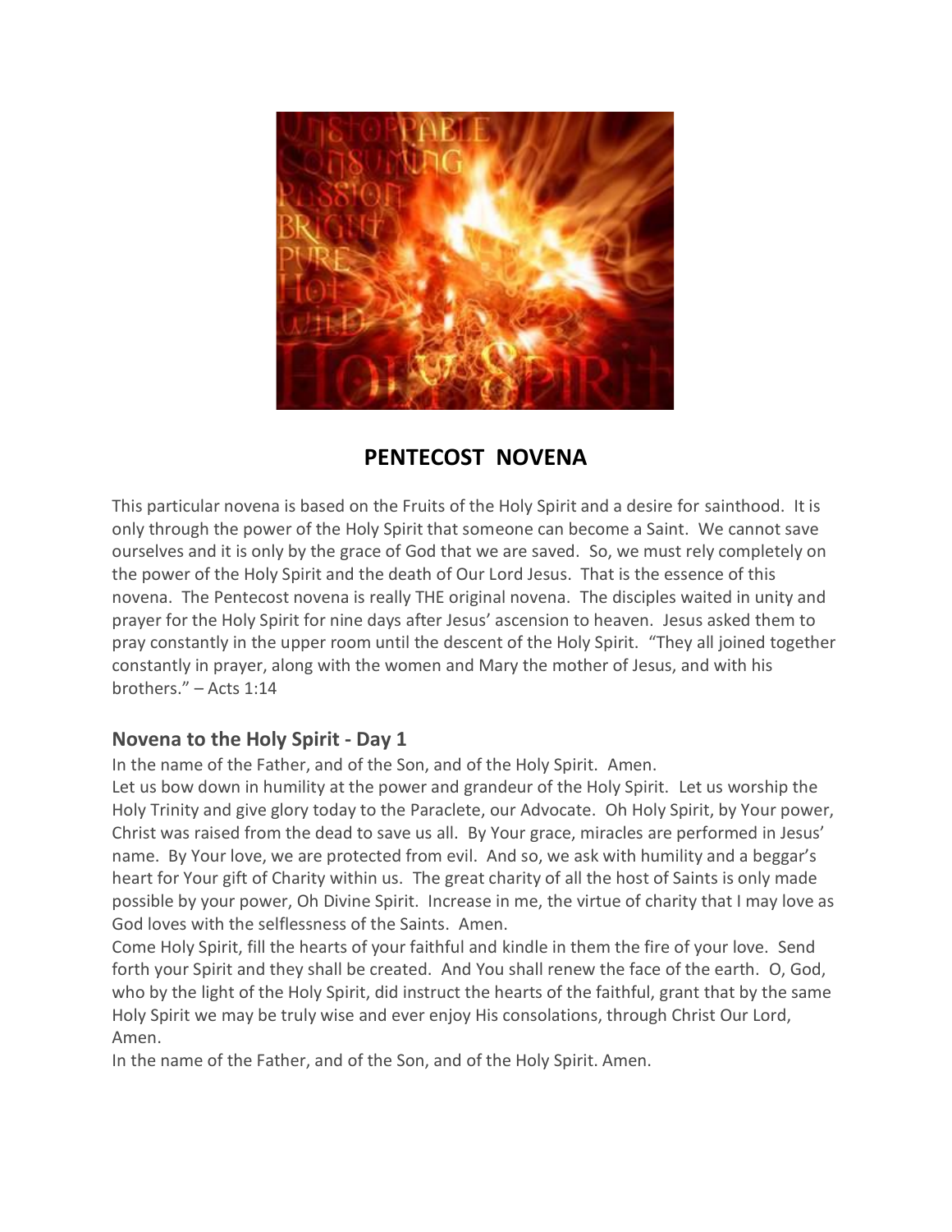## PENTECOST NOVENA

This particular novena is based on the Fruits of the Holy Spirit and a desire for sainthood. It is only through the power of the Holy Spirit that someone can become a Saint. We cannot save ourselves and it is only by the grace of God that we are saved. So, we must rely completely on the power of the Holy Spirit and the death of Our Lord Jesus. That is the essence of this novena. The Pentecost novena is really THE original novena. The disciples waited in unity and prayer for the Holy Spirit for nine days after Jesus' ascension to heaven. Jesus asked them to pray constantly in the upper room until the descent of the Holy Spirit. "They all joined together constantly in prayer, along with the women and Mary the mother of Jesus, and with his brothers." – Acts 1:14

### Novena to the Holy Spirit - Day 1

In the name of the Father, and of the Son, and of the Holy Spirit. Amen.

Let us bow down in humility at the power and grandeur of the Holy Spirit. Let us worship the Holy Trinity and give glory today to the Paraclete, our Advocate. Oh Holy Spirit, by Your power, Christ was raised from the dead to save us all. By Your grace, miracles are performed in Jesus' name. By Your love, we are protected from evil. And so, we ask with humility and a beggar's heart for Your gift of Charity within us. The great charity of all the host of Saints is only made possible by your power, Oh Divine Spirit. Increase in me, the virtue of charity that I may love as God loves with the selflessness of the Saints. Amen.

Come Holy Spirit, fill the hearts of your faithful and kindle in them the fire of your love. Send forth your Spirit and they shall be created. And You shall renew the face of the earth. O, God, who by the light of the Holy Spirit, did instruct the hearts of the faithful, grant that by the same Holy Spirit we may be truly wise and ever enjoy His consolations, through Christ Our Lord, Amen.

In the name of the Father, and of the Son, and of the Holy Spirit. Amen.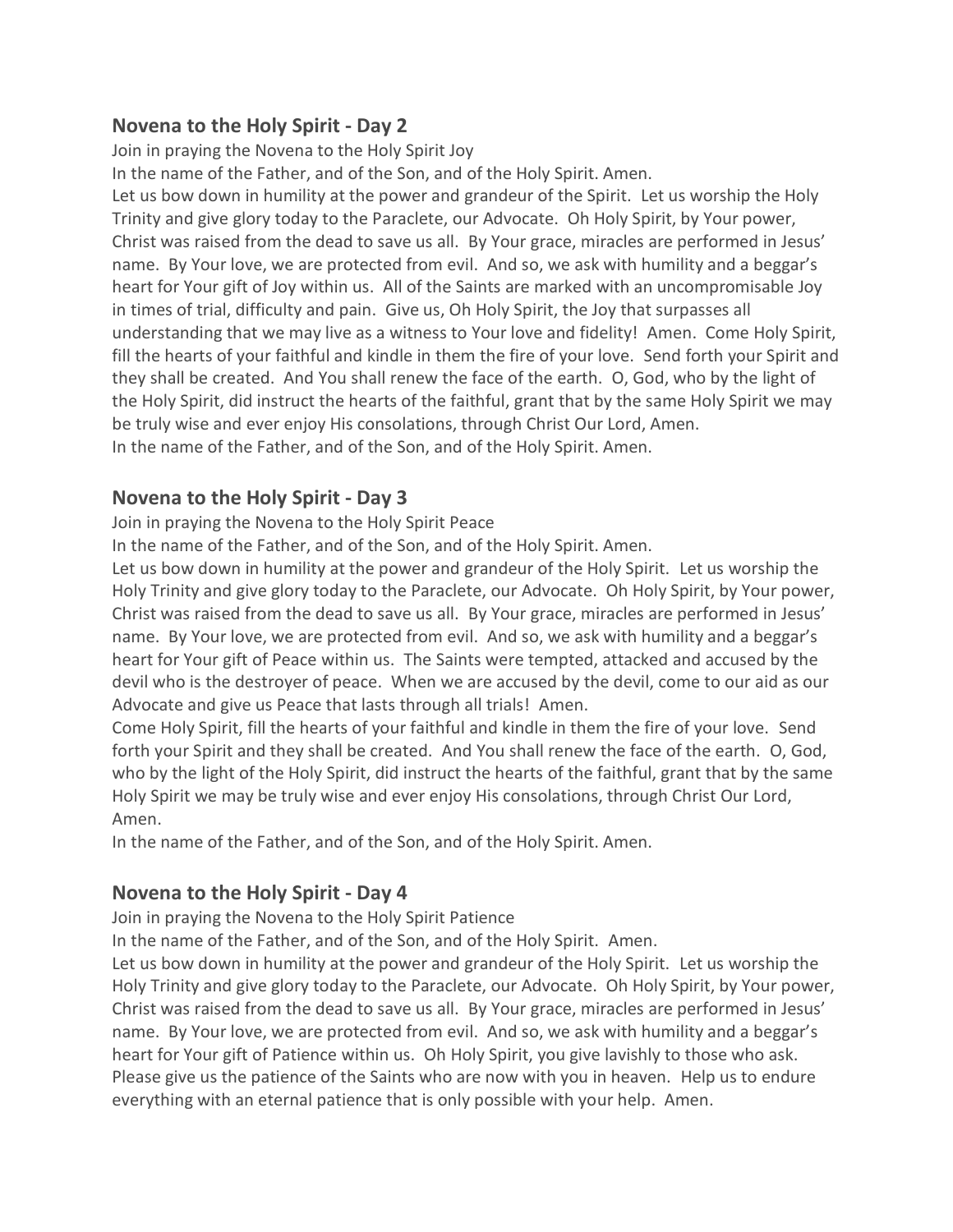## Novena to the Holy Spirit - Day 2

Join in praying the Novena to the Holy Spirit Joy

In the name of the Father, and of the Son, and of the Holy Spirit. Amen.

Let us bow down in humility at the power and grandeur of the Spirit. Let us worship the Holy Trinity and give glory today to the Paraclete, our Advocate. Oh Holy Spirit, by Your power, Christ was raised from the dead to save us all. By Your grace, miracles are performed in Jesus' name. By Your love, we are protected from evil. And so, we ask with humility and a beggar's heart for Your gift of Joy within us. All of the Saints are marked with an uncompromisable Joy in times of trial, difficulty and pain. Give us, Oh Holy Spirit, the Joy that surpasses all understanding that we may live as a witness to Your love and fidelity! Amen. Come Holy Spirit, fill the hearts of your faithful and kindle in them the fire of your love. Send forth your Spirit and they shall be created. And You shall renew the face of the earth. O, God, who by the light of the Holy Spirit, did instruct the hearts of the faithful, grant that by the same Holy Spirit we may be truly wise and ever enjoy His consolations, through Christ Our Lord, Amen.

In the name of the Father, and of the Son, and of the Holy Spirit. Amen.

## Novena to the Holy Spirit - Day 3

Join in praying the Novena to the Holy Spirit Peace

In the name of the Father, and of the Son, and of the Holy Spirit. Amen.

Let us bow down in humility at the power and grandeur of the Holy Spirit. Let us worship the Holy Trinity and give glory today to the Paraclete, our Advocate. Oh Holy Spirit, by Your power, Christ was raised from the dead to save us all. By Your grace, miracles are performed in Jesus' name. By Your love, we are protected from evil. And so, we ask with humility and a beggar's heart for Your gift of Peace within us. The Saints were tempted, attacked and accused by the devil who is the destroyer of peace. When we are accused by the devil, come to our aid as our Advocate and give us Peace that lasts through all trials! Amen.

Come Holy Spirit, fill the hearts of your faithful and kindle in them the fire of your love. Send forth your Spirit and they shall be created. And You shall renew the face of the earth. O, God, who by the light of the Holy Spirit, did instruct the hearts of the faithful, grant that by the same Holy Spirit we may be truly wise and ever enjoy His consolations, through Christ Our Lord, Amen.

In the name of the Father, and of the Son, and of the Holy Spirit. Amen.

## Novena to the Holy Spirit - Day 4

Join in praying the Novena to the Holy Spirit Patience

In the name of the Father, and of the Son, and of the Holy Spirit. Amen.

Let us bow down in humility at the power and grandeur of the Holy Spirit. Let us worship the Holy Trinity and give glory today to the Paraclete, our Advocate. Oh Holy Spirit, by Your power, Christ was raised from the dead to save us all. By Your grace, miracles are performed in Jesus' name. By Your love, we are protected from evil. And so, we ask with humility and a beggar's heart for Your gift of Patience within us. Oh Holy Spirit, you give lavishly to those who ask. Please give us the patience of the Saints who are now with you in heaven. Help us to endure everything with an eternal patience that is only possible with your help. Amen.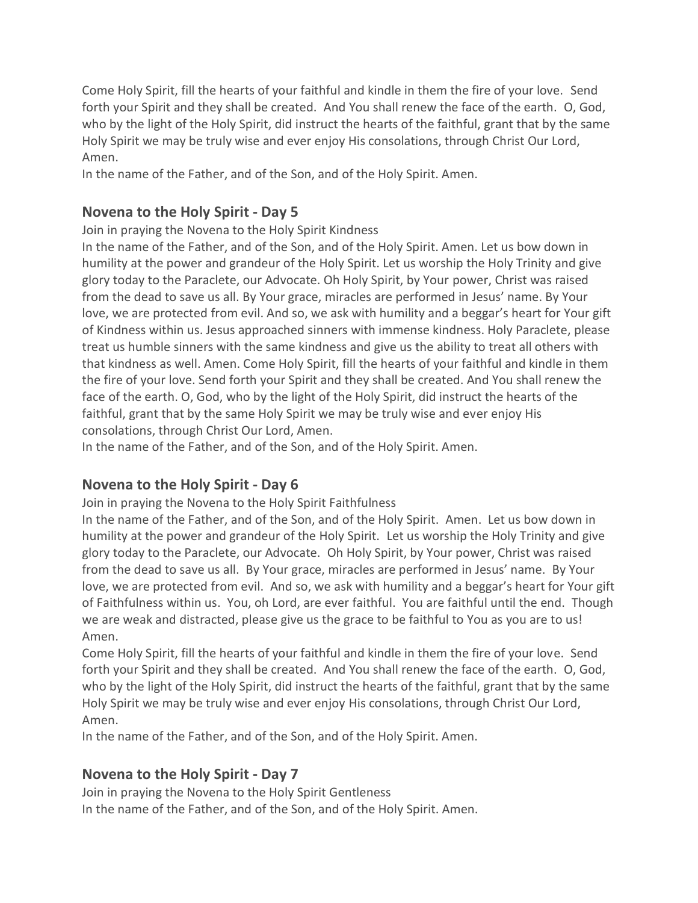Come Holy Spirit, fill the hearts of your faithful and kindle in them the fire of your love. Send forth your Spirit and they shall be created. And You shall renew the face of the earth. O, God, who by the light of the Holy Spirit, did instruct the hearts of the faithful, grant that by the same Holy Spirit we may be truly wise and ever enjoy His consolations, through Christ Our Lord, Amen.

In the name of the Father, and of the Son, and of the Holy Spirit. Amen.

## Novena to the Holy Spirit - Day 5

Join in praying the Novena to the Holy Spirit Kindness

In the name of the Father, and of the Son, and of the Holy Spirit. Amen. Let us bow down in humility at the power and grandeur of the Holy Spirit. Let us worship the Holy Trinity and give glory today to the Paraclete, our Advocate. Oh Holy Spirit, by Your power, Christ was raised from the dead to save us all. By Your grace, miracles are performed in Jesus' name. By Your love, we are protected from evil. And so, we ask with humility and a beggar's heart for Your gift of Kindness within us. Jesus approached sinners with immense kindness. Holy Paraclete, please treat us humble sinners with the same kindness and give us the ability to treat all others with that kindness as well. Amen. Come Holy Spirit, fill the hearts of your faithful and kindle in them the fire of your love. Send forth your Spirit and they shall be created. And You shall renew the face of the earth. O, God, who by the light of the Holy Spirit, did instruct the hearts of the faithful, grant that by the same Holy Spirit we may be truly wise and ever enjoy His consolations, through Christ Our Lord, Amen.

In the name of the Father, and of the Son, and of the Holy Spirit. Amen.

## Novena to the Holy Spirit - Day 6

Join in praying the Novena to the Holy Spirit Faithfulness

In the name of the Father, and of the Son, and of the Holy Spirit. Amen. Let us bow down in humility at the power and grandeur of the Holy Spirit. Let us worship the Holy Trinity and give glory today to the Paraclete, our Advocate. Oh Holy Spirit, by Your power, Christ was raised from the dead to save us all. By Your grace, miracles are performed in Jesus' name. By Your love, we are protected from evil. And so, we ask with humility and a beggar's heart for Your gift of Faithfulness within us. You, oh Lord, are ever faithful. You are faithful until the end. Though we are weak and distracted, please give us the grace to be faithful to You as you are to us! Amen.

Come Holy Spirit, fill the hearts of your faithful and kindle in them the fire of your love. Send forth your Spirit and they shall be created. And You shall renew the face of the earth. O, God, who by the light of the Holy Spirit, did instruct the hearts of the faithful, grant that by the same Holy Spirit we may be truly wise and ever enjoy His consolations, through Christ Our Lord, Amen.

In the name of the Father, and of the Son, and of the Holy Spirit. Amen.

## Novena to the Holy Spirit - Day 7

Join in praying the Novena to the Holy Spirit Gentleness

In the name of the Father, and of the Son, and of the Holy Spirit. Amen.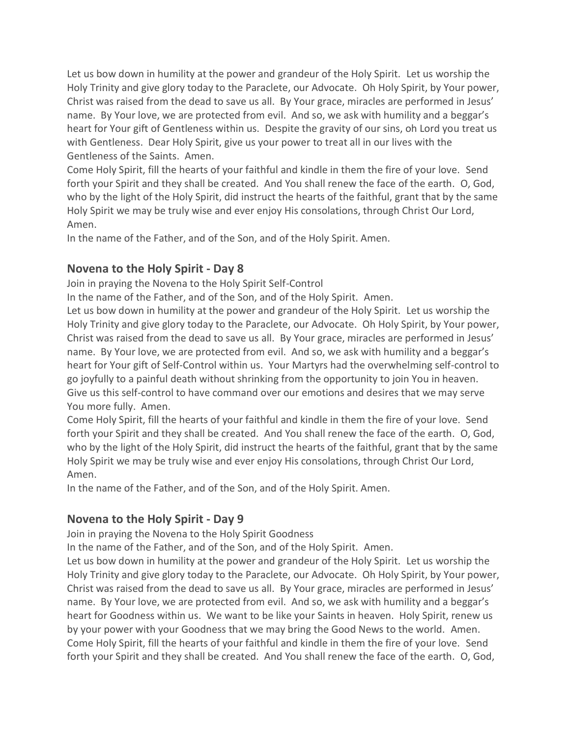Let us bow down in humility at the power and grandeur of the Holy Spirit. Let us worship the Holy Trinity and give glory today to the Paraclete, our Advocate. Oh Holy Spirit, by Your power, Christ was raised from the dead to save us all. By Your grace, miracles are performed in Jesus' name. By Your love, we are protected from evil. And so, we ask with humility and a beggar's heart for Your gift of Gentleness within us. Despite the gravity of our sins, oh Lord you treat us with Gentleness. Dear Holy Spirit, give us your power to treat all in our lives with the Gentleness of the Saints. Amen.

Come Holy Spirit, fill the hearts of your faithful and kindle in them the fire of your love. Send forth your Spirit and they shall be created. And You shall renew the face of the earth. O, God, who by the light of the Holy Spirit, did instruct the hearts of the faithful, grant that by the same Holy Spirit we may be truly wise and ever enjoy His consolations, through Christ Our Lord, Amen.

In the name of the Father, and of the Son, and of the Holy Spirit. Amen.

## Novena to the Holy Spirit - Day 8

Join in praying the Novena to the Holy Spirit Self-Control

In the name of the Father, and of the Son, and of the Holy Spirit. Amen.

Let us bow down in humility at the power and grandeur of the Holy Spirit. Let us worship the Holy Trinity and give glory today to the Paraclete, our Advocate. Oh Holy Spirit, by Your power, Christ was raised from the dead to save us all. By Your grace, miracles are performed in Jesus' name. By Your love, we are protected from evil. And so, we ask with humility and a beggar's heart for Your gift of Self-Control within us. Your Martyrs had the overwhelming self-control to go joyfully to a painful death without shrinking from the opportunity to join You in heaven. Give us this self-control to have command over our emotions and desires that we may serve You more fully. Amen.

Come Holy Spirit, fill the hearts of your faithful and kindle in them the fire of your love. Send forth your Spirit and they shall be created. And You shall renew the face of the earth. O, God, who by the light of the Holy Spirit, did instruct the hearts of the faithful, grant that by the same Holy Spirit we may be truly wise and ever enjoy His consolations, through Christ Our Lord, Amen.

In the name of the Father, and of the Son, and of the Holy Spirit. Amen.

## Novena to the Holy Spirit - Day 9

Join in praying the Novena to the Holy Spirit Goodness

In the name of the Father, and of the Son, and of the Holy Spirit. Amen.

Let us bow down in humility at the power and grandeur of the Holy Spirit. Let us worship the Holy Trinity and give glory today to the Paraclete, our Advocate. Oh Holy Spirit, by Your power, Christ was raised from the dead to save us all. By Your grace, miracles are performed in Jesus' name. By Your love, we are protected from evil. And so, we ask with humility and a beggar's heart for Goodness within us. We want to be like your Saints in heaven. Holy Spirit, renew us by your power with your Goodness that we may bring the Good News to the world. Amen.

Come Holy Spirit, fill the hearts of your faithful and kindle in them the fire of your love. Send forth your Spirit and they shall be created. And You shall renew the face of the earth. O, God,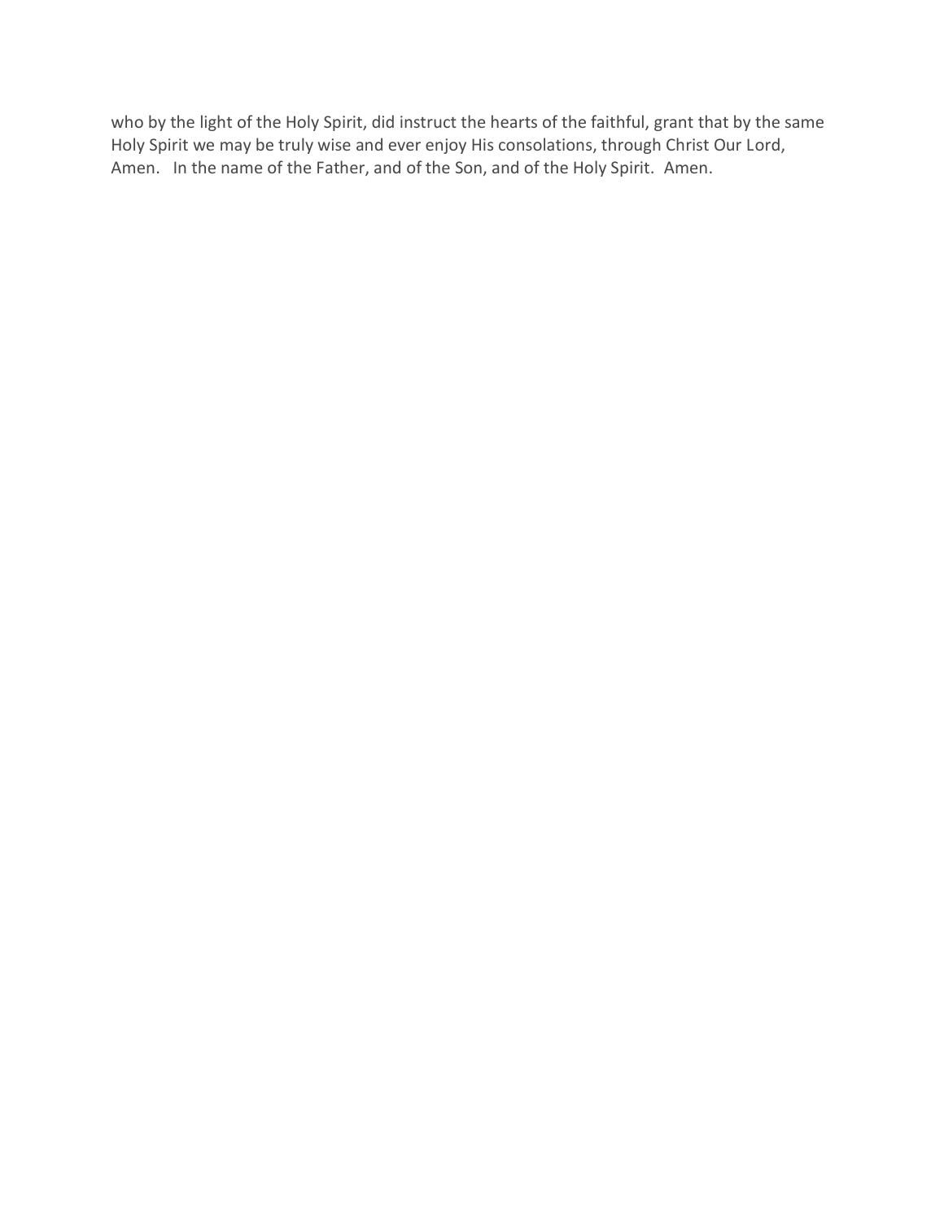who by the light of the Holy Spirit, did instruct the hearts of the faithful, grant that by the same Holy Spirit we may be truly wise and ever enjoy His consolations, through Christ Our Lord, Amen. In the name of the Father, and of the Son, and of the Holy Spirit. Amen.